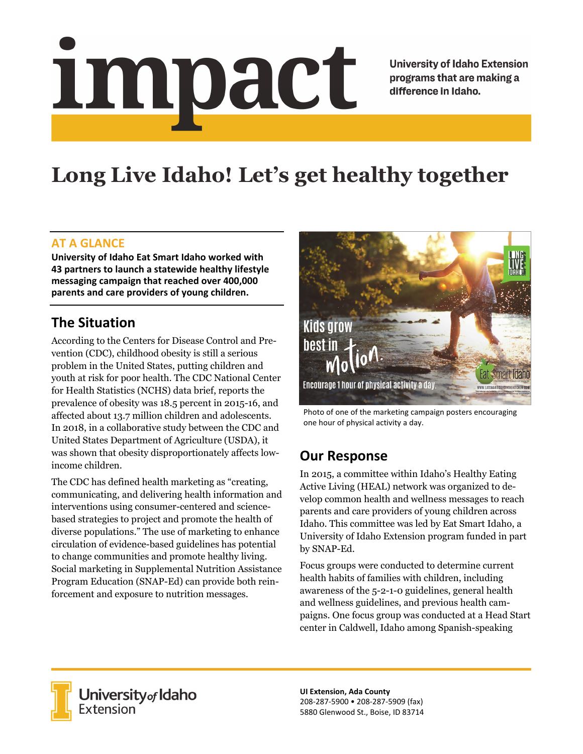# impact

University of Idaho Extension programs that are making a difference in Idaho.

# Long Live Idaho! Let's get healthy together

## AT A GLANCE

**University of Idaho Eat Smart Idaho worked with 43 partners to launch a statewide healthy lifestyle messaging campaign that reached over 400,000 parents and care providers of young children.**

## The Situation

According to the Centers for Disease Control and Prevention (CDC), childhood obesity is still a serious problem in the United States, putting children and youth at risk for poor health. The CDC National Center for Health Statistics (NCHS) data brief, reports the prevalence of obesity was 18.5 percent in 2015-16, and affected about 13.7 million children and adolescents. In 2018, in a collaborative study between the CDC and United States Department of Agriculture (USDA), it was shown that obesity disproportionately affects low-income children.

The CDC has defined health marketing as "creating, communicating, and delivering health information and interventions using consumer-centered and science-based strategies to project and promote the health of diverse populations." The use of marketing to enhance circulation of evidence-based guidelines has potential to change communities and promote healthy living. Social marketing in Supplemental Nutrition Assistance Program Education (SNAP-Ed) can provide both reinforcement and exposure to nutrition messages.

Photo of one of the marketing campaign posters encouraging one hour of physical activity a day.

## Our Response

In 2015, a committee within Idaho's Healthy Eating Active Living (HEAL) network was organized to develop common health and wellness messages to reach parents and care providers of young children across Idaho. This committee was led by Eat Smart Idaho, a University of Idaho Extension program funded in part by SNAP-Ed.

Focus groups were conducted to determine current health habits of families with children, including awareness of the 5-2-1-0 guidelines, general health and wellness guidelines, and previous health campaigns. One focus group was conducted at a Head Start center in Caldwell, Idaho among Spanish-speaking

University of Idaho Extension

**UI Extension, Ada County**
208-287-5900 • 208-287-5909 (fax)
5880 Glenwood St., Boise, ID 83714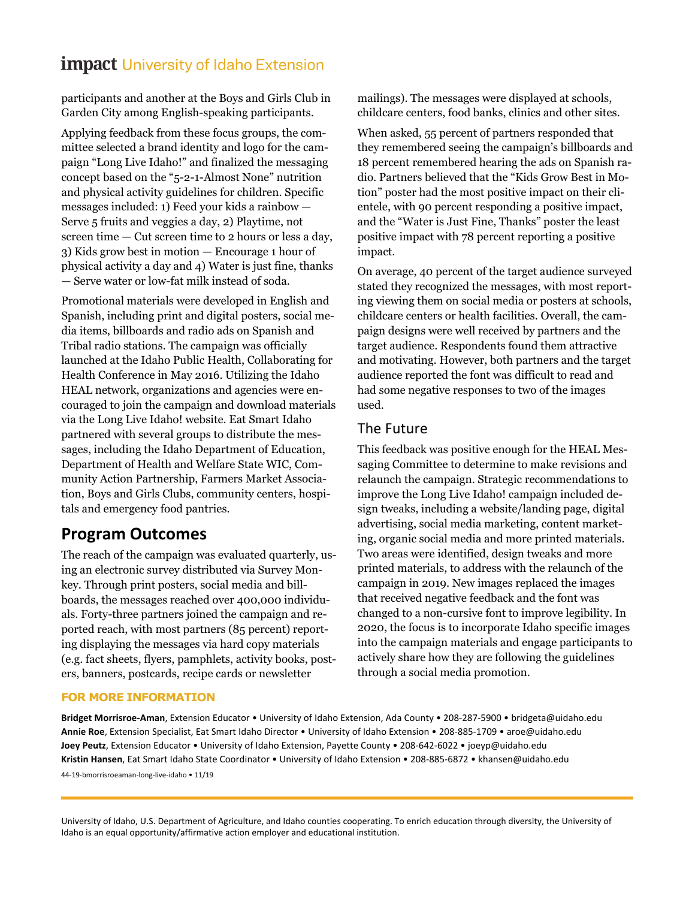participants and another at the Boys and Girls Club in Garden City among English-speaking participants.

Applying feedback from these focus groups, the committee selected a brand identity and logo for the campaign "Long Live Idaho!" and finalized the messaging concept based on the "5-2-1-Almost None" nutrition and physical activity guidelines for children. Specific messages included: 1) Feed your kids a rainbow — Serve 5 fruits and veggies a day, 2) Playtime, not screen time — Cut screen time to 2 hours or less a day, 3) Kids grow best in motion — Encourage 1 hour of physical activity a day and 4) Water is just fine, thanks — Serve water or low-fat milk instead of soda.

Promotional materials were developed in English and Spanish, including print and digital posters, social media items, billboards and radio ads on Spanish and Tribal radio stations. The campaign was officially launched at the Idaho Public Health, Collaborating for Health Conference in May 2016. Utilizing the Idaho HEAL network, organizations and agencies were encouraged to join the campaign and download materials via the Long Live Idaho! website. Eat Smart Idaho partnered with several groups to distribute the messages, including the Idaho Department of Education, Department of Health and Welfare State WIC, Community Action Partnership, Farmers Market Association, Boys and Girls Clubs, community centers, hospitals and emergency food pantries.

## Program Outcomes

The reach of the campaign was evaluated quarterly, using an electronic survey distributed via Survey Monkey. Through print posters, social media and billboards, the messages reached over 400,000 individuals. Forty-three partners joined the campaign and reported reach, with most partners (85 percent) reporting displaying the messages via hard copy materials (e.g. fact sheets, flyers, pamphlets, activity books, posters, banners, postcards, recipe cards or newsletter mailings). The messages were displayed at schools, childcare centers, food banks, clinics and other sites.

When asked, 55 percent of partners responded that they remembered seeing the campaign's billboards and 18 percent remembered hearing the ads on Spanish radio. Partners believed that the "Kids Grow Best in Motion" poster had the most positive impact on their clientele, with 90 percent responding a positive impact, and the "Water is Just Fine, Thanks" poster the least positive impact with 78 percent reporting a positive impact.

On average, 40 percent of the target audience surveyed stated they recognized the messages, with most reporting viewing them on social media or posters at schools, childcare centers or health facilities. Overall, the campaign designs were well received by partners and the target audience. Respondents found them attractive and motivating. However, both partners and the target audience reported the font was difficult to read and had some negative responses to two of the images used.

## The Future

This feedback was positive enough for the HEAL Messaging Committee to determine to make revisions and relaunch the campaign. Strategic recommendations to improve the Long Live Idaho! campaign included design tweaks, including a website/landing page, digital advertising, social media marketing, content marketing, organic social media and more printed materials. Two areas were identified, design tweaks and more printed materials, to address with the relaunch of the campaign in 2019. New images replaced the images that received negative feedback and the font was changed to a non-cursive font to improve legibility. In 2020, the focus is to incorporate Idaho specific images into the campaign materials and engage participants to actively share how they are following the guidelines through a social media promotion.

**FOR MORE INFORMATION**

**Bridget Morrisroe-Aman**, Extension Educator • University of Idaho Extension, Ada County • 208-287-5900 • bridgeta@uidaho.edu
**Annie Roe**, Extension Specialist, Eat Smart Idaho Director • University of Idaho Extension • 208-885-1709 • aroe@uidaho.edu
**Joey Peutz**, Extension Educator • University of Idaho Extension, Payette County • 208-642-6022 • joeyp@uidaho.edu
**Kristin Hansen**, Eat Smart Idaho State Coordinator • University of Idaho Extension • 208-885-6872 • khansen@uidaho.edu

44-19-bmorrisroeaman-long-live-idaho • 11/19

University of Idaho, U.S. Department of Agriculture, and Idaho counties cooperating. To enrich education through diversity, the University of Idaho is an equal opportunity/affirmative action employer and educational institution.